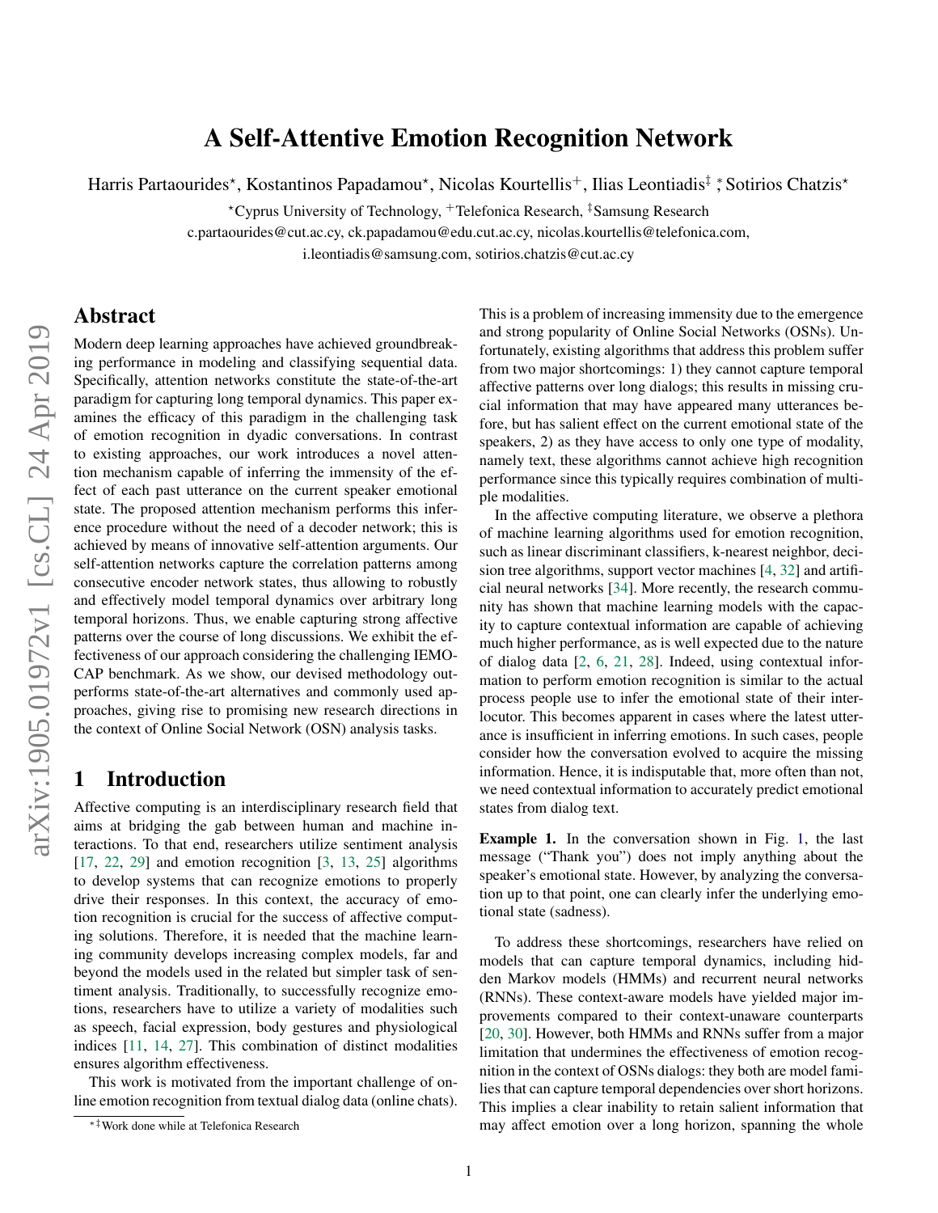# A Self-Attentive Emotion Recognition Network

Harris Partaourides[⋆], Kostantinos Papadamou[⋆], Nicolas Kourtellis[+], Ilias Leontiadis[‡] [∗], Sotirios Chatzis[⋆]

[⋆]Cyprus University of Technology, [+]Telefonica Research, [‡]Samsung Research

c.partaourides@cut.ac.cy, ck.papadamou@edu.cut.ac.cy, nicolas.kourtellis@telefonica.com, i.leontiadis@samsung.com, sotirios.chatzis@cut.ac.cy

## Abstract

Modern deep learning approaches have achieved groundbreaking performance in modeling and classifying sequential data. Specifically, attention networks constitute the state-of-the-art paradigm for capturing long temporal dynamics. This paper examines the efficacy of this paradigm in the challenging task of emotion recognition in dyadic conversations. In contrast to existing approaches, our work introduces a novel attention mechanism capable of inferring the immensity of the effect of each past utterance on the current speaker emotional state. The proposed attention mechanism performs this inference procedure without the need of a decoder network; this is achieved by means of innovative self-attention arguments. Our self-attention networks capture the correlation patterns among consecutive encoder network states, thus allowing to robustly and effectively model temporal dynamics over arbitrary long temporal horizons. Thus, we enable capturing strong affective patterns over the course of long discussions. We exhibit the effectiveness of our approach considering the challenging IEMOCAP benchmark. As we show, our devised methodology outperforms state-of-the-art alternatives and commonly used approaches, giving rise to promising new research directions in the context of Online Social Network (OSN) analysis tasks.

## 1 Introduction

Affective computing is an interdisciplinary research field that aims at bridging the gab between human and machine interactions. To that end, researchers utilize sentiment analysis [17, 22, 29] and emotion recognition [3, 13, 25] algorithms to develop systems that can recognize emotions to properly drive their responses. In this context, the accuracy of emotion recognition is crucial for the success of affective computing solutions. Therefore, it is needed that the machine learning community develops increasing complex models, far and beyond the models used in the related but simpler task of sentiment analysis. Traditionally, to successfully recognize emotions, researchers have to utilize a variety of modalities such as speech, facial expression, body gestures and physiological indices [11, 14, 27]. This combination of distinct modalities ensures algorithm effectiveness.

This work is motivated from the important challenge of online emotion recognition from textual dialog data (online chats). This is a problem of increasing immensity due to the emergence and strong popularity of Online Social Networks (OSNs). Unfortunately, existing algorithms that address this problem suffer from two major shortcomings: 1) they cannot capture temporal affective patterns over long dialogs; this results in missing crucial information that may have appeared many utterances before, but has salient effect on the current emotional state of the speakers, 2) as they have access to only one type of modality, namely text, these algorithms cannot achieve high recognition performance since this typically requires combination of multiple modalities.

In the affective computing literature, we observe a plethora of machine learning algorithms used for emotion recognition, such as linear discriminant classifiers, k-nearest neighbor, decision tree algorithms, support vector machines [4, 32] and artificial neural networks [34]. More recently, the research community has shown that machine learning models with the capacity to capture contextual information are capable of achieving much higher performance, as is well expected due to the nature of dialog data [2, 6, 21, 28]. Indeed, using contextual information to perform emotion recognition is similar to the actual process people use to infer the emotional state of their interlocutor. This becomes apparent in cases where the latest utterance is insufficient in inferring emotions. In such cases, people consider how the conversation evolved to acquire the missing information. Hence, it is indisputable that, more often than not, we need contextual information to accurately predict emotional states from dialog text.

**Example 1.** In the conversation shown in Fig. 1, the last message ("Thank you") does not imply anything about the speaker's emotional state. However, by analyzing the conversation up to that point, one can clearly infer the underlying emotional state (sadness).

To address these shortcomings, researchers have relied on models that can capture temporal dynamics, including hidden Markov models (HMMs) and recurrent neural networks (RNNs). These context-aware models have yielded major improvements compared to their context-unaware counterparts [20, 30]. However, both HMMs and RNNs suffer from a major limitation that undermines the effectiveness of emotion recognition in the context of OSNs dialogs: they both are model families that can capture temporal dependencies over short horizons. This implies a clear inability to retain salient information that may affect emotion over a long horizon, spanning the whole

[∗‡]Work done while at Telefonica Research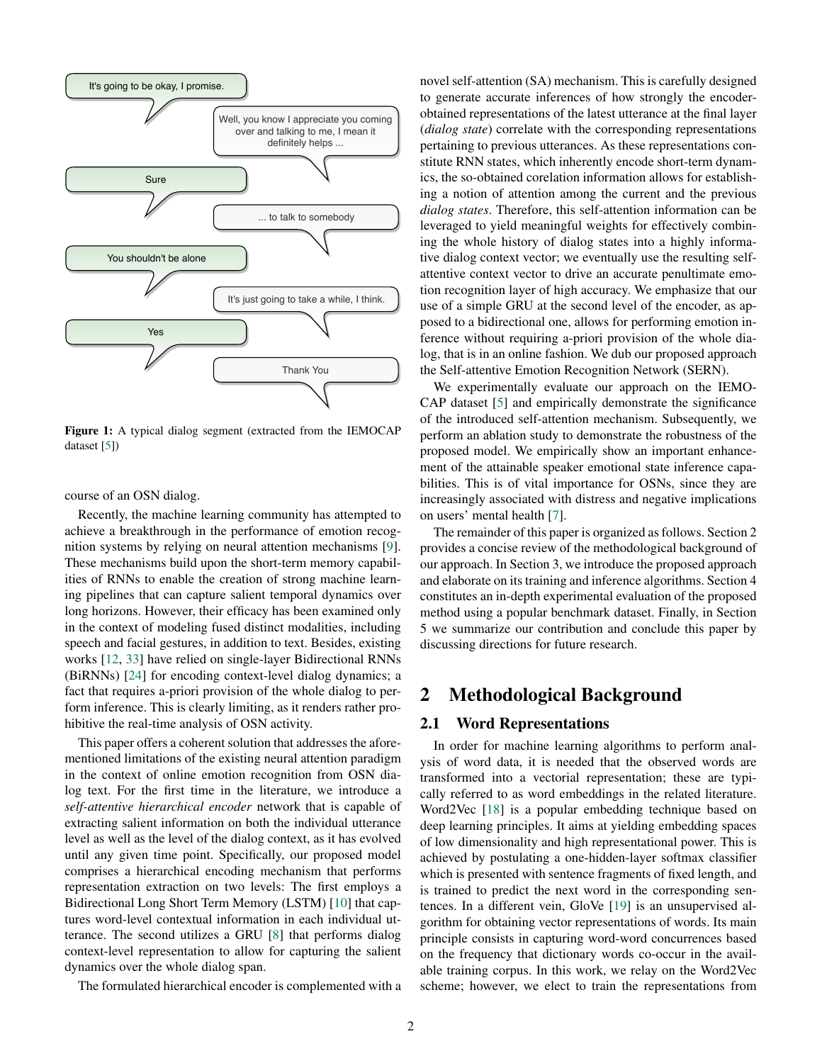Figure 1: A typical dialog segment (extracted from the IEMOCAP dataset [5])

course of an OSN dialog.

Recently, the machine learning community has attempted to achieve a breakthrough in the performance of emotion recognition systems by relying on neural attention mechanisms [9]. These mechanisms build upon the short-term memory capabilities of RNNs to enable the creation of strong machine learning pipelines that can capture salient temporal dynamics over long horizons. However, their efficacy has been examined only in the context of modeling fused distinct modalities, including speech and facial gestures, in addition to text. Besides, existing works [12, 33] have relied on single-layer Bidirectional RNNs (BiRNNs) [24] for encoding context-level dialog dynamics; a fact that requires a-priori provision of the whole dialog to perform inference. This is clearly limiting, as it renders rather prohibitive the real-time analysis of OSN activity.

This paper offers a coherent solution that addresses the aforementioned limitations of the existing neural attention paradigm in the context of online emotion recognition from OSN dialog text. For the first time in the literature, we introduce a *self-attentive hierarchical encoder* network that is capable of extracting salient information on both the individual utterance level as well as the level of the dialog context, as it has evolved until any given time point. Specifically, our proposed model comprises a hierarchical encoding mechanism that performs representation extraction on two levels: The first employs a Bidirectional Long Short Term Memory (LSTM) [10] that captures word-level contextual information in each individual utterance. The second utilizes a GRU [8] that performs dialog context-level representation to allow for capturing the salient dynamics over the whole dialog span.

The formulated hierarchical encoder is complemented with a novel self-attention (SA) mechanism. This is carefully designed to generate accurate inferences of how strongly the encoder-obtained representations of the latest utterance at the final layer (*dialog state*) correlate with the corresponding representations pertaining to previous utterances. As these representations constitute RNN states, which inherently encode short-term dynamics, the so-obtained corelation information allows for establishing a notion of attention among the current and the previous *dialog states*. Therefore, this self-attention information can be leveraged to yield meaningful weights for effectively combining the whole history of dialog states into a highly informative dialog context vector; we eventually use the resulting self-attentive context vector to drive an accurate penultimate emotion recognition layer of high accuracy. We emphasize that our use of a simple GRU at the second level of the encoder, as apposed to a bidirectional one, allows for performing emotion inference without requiring a-priori provision of the whole dialog, that is in an online fashion. We dub our proposed approach the Self-attentive Emotion Recognition Network (SERN).

We experimentally evaluate our approach on the IEMOCAP dataset [5] and empirically demonstrate the significance of the introduced self-attention mechanism. Subsequently, we perform an ablation study to demonstrate the robustness of the proposed model. We empirically show an important enhancement of the attainable speaker emotional state inference capabilities. This is of vital importance for OSNs, since they are increasingly associated with distress and negative implications on users' mental health [7].

The remainder of this paper is organized as follows. Section 2 provides a concise review of the methodological background of our approach. In Section 3, we introduce the proposed approach and elaborate on its training and inference algorithms. Section 4 constitutes an in-depth experimental evaluation of the proposed method using a popular benchmark dataset. Finally, in Section 5 we summarize our contribution and conclude this paper by discussing directions for future research.

# 2 Methodological Background

## 2.1 Word Representations

In order for machine learning algorithms to perform analysis of word data, it is needed that the observed words are transformed into a vectorial representation; these are typically referred to as word embeddings in the related literature. Word2Vec [18] is a popular embedding technique based on deep learning principles. It aims at yielding embedding spaces of low dimensionality and high representational power. This is achieved by postulating a one-hidden-layer softmax classifier which is presented with sentence fragments of fixed length, and is trained to predict the next word in the corresponding sentences. In a different vein, GloVe [19] is an unsupervised algorithm for obtaining vector representations of words. Its main principle consists in capturing word-word concurrences based on the frequency that dictionary words co-occur in the available training corpus. In this work, we relay on the Word2Vec scheme; however, we elect to train the representations from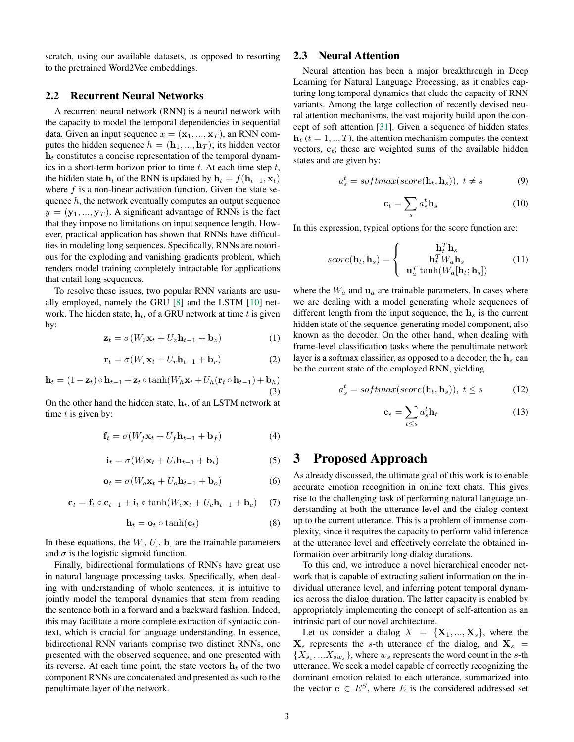scratch, using our available datasets, as opposed to resorting to the pretrained Word2Vec embeddings.

### 2.2 Recurrent Neural Networks

A recurrent neural network (RNN) is a neural network with the capacity to model the temporal dependencies in sequential data. Given an input sequence $x = (\mathbf{x}_1, ..., \mathbf{x}_T)$, an RNN computes the hidden sequence $h = (\mathbf{h}_1, ..., \mathbf{h}_T)$; its hidden vector $\mathbf{h}_t$ constitutes a concise representation of the temporal dynamics in a short-term horizon prior to time $t$. At each time step $t$, the hidden state $\mathbf{h}_t$ of the RNN is updated by $\mathbf{h}_t = f(\mathbf{h}_{t-1}, \mathbf{x}_t)$ where $f$ is a non-linear activation function. Given the state sequence $h$, the network eventually computes an output sequence $y = (\mathbf{y}_1, ..., \mathbf{y}_T)$. A significant advantage of RNNs is the fact that they impose no limitations on input sequence length. However, practical application has shown that RNNs have difficulties in modeling long sequences. Specifically, RNNs are notorious for the exploding and vanishing gradients problem, which renders model training completely intractable for applications that entail long sequences.

To resolve these issues, two popular RNN variants are usually employed, namely the GRU [8] and the LSTM [10] network. The hidden state, $\mathbf{h}_t$, of a GRU network at time $t$ is given by:

$$\mathbf{z}_t = \sigma(W_z\mathbf{x}_t + U_z\mathbf{h}_{t-1} + \mathbf{b}_z) \tag{1}$$

$$\mathbf{r}_t = \sigma(W_r\mathbf{x}_t + U_r\mathbf{h}_{t-1} + \mathbf{b}_r) \tag{2}$$

$$\mathbf{h}_t = (1-\mathbf{z}_t) \circ \mathbf{h}_{t-1} + \mathbf{z}_t \circ \tanh(W_h\mathbf{x}_t + U_h(\mathbf{r}_t \circ \mathbf{h}_{t-1}) + \mathbf{b}_h) \tag{3}$$

On the other hand the hidden state, $\mathbf{h}_t$, of an LSTM network at time $t$ is given by:

$$\mathbf{f}_t = \sigma(W_f\mathbf{x}_t + U_f\mathbf{h}_{t-1} + \mathbf{b}_f) \tag{4}$$

$$\mathbf{i}_t = \sigma(W_i\mathbf{x}_t + U_i\mathbf{h}_{t-1} + \mathbf{b}_i) \tag{5}$$

$$\mathbf{o}_t = \sigma(W_o\mathbf{x}_t + U_o\mathbf{h}_{t-1} + \mathbf{b}_o) \tag{6}$$

$$\mathbf{c}_t = \mathbf{f}_t \circ \mathbf{c}_{t-1} + \mathbf{i}_t \circ \tanh(W_c\mathbf{x}_t + U_c\mathbf{h}_{t-1} + \mathbf{b}_c) \tag{7}$$

$$\mathbf{h}_t = \mathbf{o}_t \circ \tanh(\mathbf{c}_t) \tag{8}$$

In these equations, the $W_\cdot$, $U_\cdot$, $\mathbf{b}_\cdot$ are the trainable parameters and $\sigma$ is the logistic sigmoid function.

Finally, bidirectional formulations of RNNs have great use in natural language processing tasks. Specifically, when dealing with understanding of whole sentences, it is intuitive to jointly model the temporal dynamics that stem from reading the sentence both in a forward and a backward fashion. Indeed, this may facilitate a more complete extraction of syntactic context, which is crucial for language understanding. In essence, bidirectional RNN variants comprise two distinct RNNs, one presented with the observed sequence, and one presented with its reverse. At each time point, the state vectors $\mathbf{h}_t$ of the two component RNNs are concatenated and presented as such to the penultimate layer of the network.

### 2.3 Neural Attention

Neural attention has been a major breakthrough in Deep Learning for Natural Language Processing, as it enables capturing long temporal dynamics that elude the capacity of RNN variants. Among the large collection of recently devised neural attention mechanisms, the vast majority build upon the concept of soft attention [31]. Given a sequence of hidden states $\mathbf{h}_t$ $(t = 1, .., T)$, the attention mechanism computes the context vectors, $\mathbf{c}_t$; these are weighted sums of the available hidden states and are given by:

$$a_s^t = softmax(score(\mathbf{h}_t, \mathbf{h}_s)),\ t \neq s \tag{9}$$

$$\mathbf{c}_t = \sum_s a_s^t \mathbf{h}_s \tag{10}$$

In this expression, typical options for the score function are:

$$score(\mathbf{h}_t, \mathbf{h}_s) = \begin{cases} \mathbf{h}_t^T \mathbf{h}_s \\ \mathbf{h}_t^T W_a \mathbf{h}_s \\ \mathbf{u}_a^T \tanh(W_a[\mathbf{h}_t; \mathbf{h}_s]) \end{cases} \tag{11}$$

where the $W_a$ and $\mathbf{u}_a$ are trainable parameters. In cases where we are dealing with a model generating whole sequences of different length from the input sequence, the $\mathbf{h}_s$ is the current hidden state of the sequence-generating model component, also known as the decoder. On the other hand, when dealing with frame-level classification tasks where the penultimate network layer is a softmax classifier, as opposed to a decoder, the $\mathbf{h}_s$ can be the current state of the employed RNN, yielding

$$a_s^t = softmax(score(\mathbf{h}_t, \mathbf{h}_s)),\ t \leq s \tag{12}$$

$$\mathbf{c}_s = \sum_{t \leq s} a_s^t \mathbf{h}_t \tag{13}$$

## 3 Proposed Approach

As already discussed, the ultimate goal of this work is to enable accurate emotion recognition in online text chats. This gives rise to the challenging task of performing natural language understanding at both the utterance level and the dialog context up to the current utterance. This is a problem of immense complexity, since it requires the capacity to perform valid inference at the utterance level and effectively correlate the obtained information over arbitrarily long dialog durations.

To this end, we introduce a novel hierarchical encoder network that is capable of extracting salient information on the individual utterance level, and inferring potent temporal dynamics across the dialog duration. The latter capacity is enabled by appropriately implementing the concept of self-attention as an intrinsic part of our novel architecture.

Let us consider a dialog $X = \{\mathbf{X}_1, ..., \mathbf{X}_s\}$, where the $\mathbf{X}_s$ represents the $s$-th utterance of the dialog, and $\mathbf{X}_s = \{X_{s_1}, ...X_{sw_s}\}$, where $w_s$ represents the word count in the $s$-th utterance. We seek a model capable of correctly recognizing the dominant emotion related to each utterance, summarized into the vector $\mathbf{e} \in E^S$, where $E$ is the considered addressed set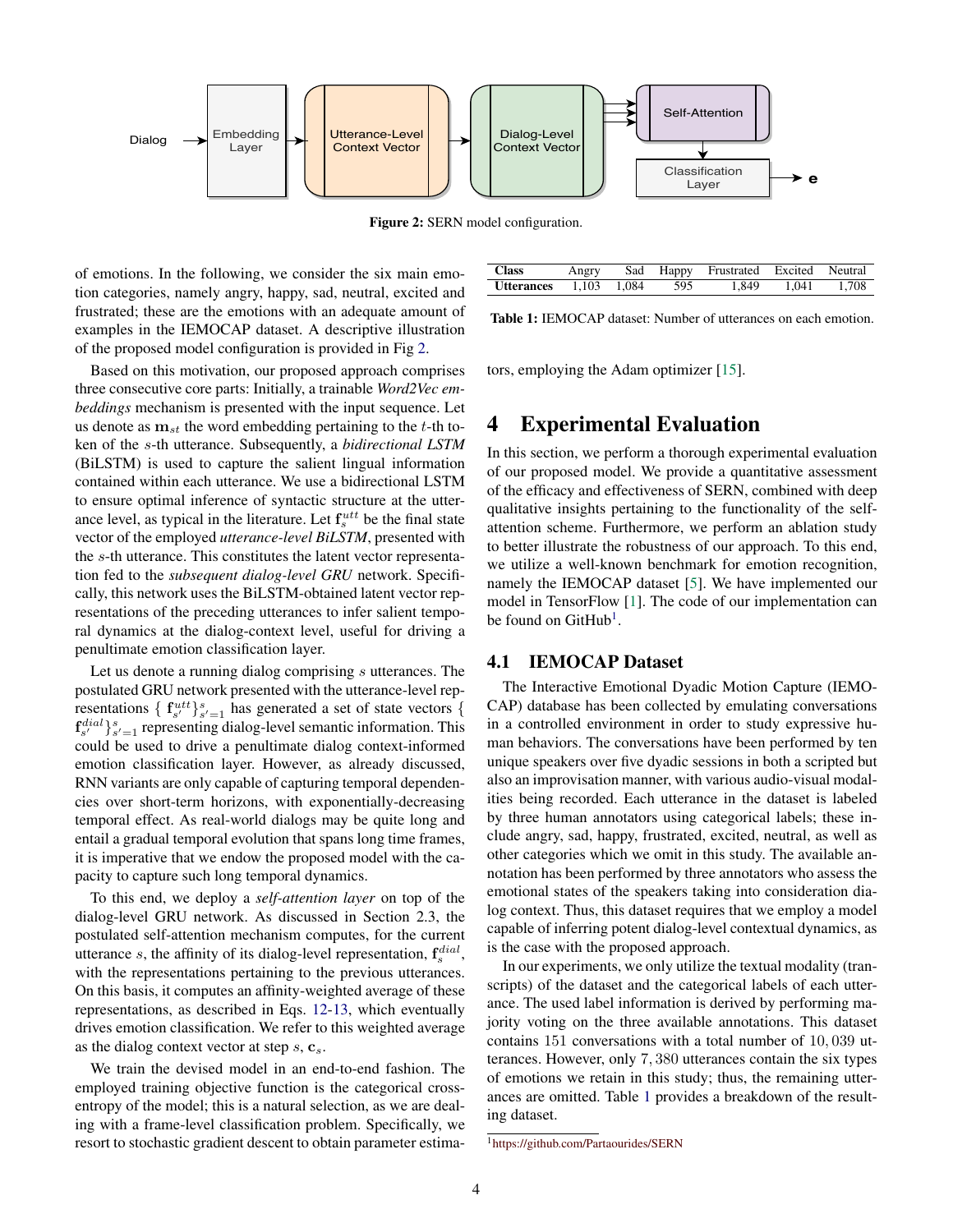Figure 2: SERN model configuration.

of emotions. In the following, we consider the six main emotion categories, namely angry, happy, sad, neutral, excited and frustrated; these are the emotions with an adequate amount of examples in the IEMOCAP dataset. A descriptive illustration of the proposed model configuration is provided in Fig 2.

Based on this motivation, our proposed approach comprises three consecutive core parts: Initially, a trainable *Word2Vec embeddings* mechanism is presented with the input sequence. Let us denote as $\mathbf{m}_{st}$ the word embedding pertaining to the $t$-th token of the $s$-th utterance. Subsequently, a *bidirectional LSTM* (BiLSTM) is used to capture the salient lingual information contained within each utterance. We use a bidirectional LSTM to ensure optimal inference of syntactic structure at the utterance level, as typical in the literature. Let $\mathbf{f}_s^{utt}$ be the final state vector of the employed *utterance-level BiLSTM*, presented with the $s$-th utterance. This constitutes the latent vector representation fed to the *subsequent dialog-level GRU* network. Specifically, this network uses the BiLSTM-obtained latent vector representations of the preceding utterances to infer salient temporal dynamics at the dialog-context level, useful for driving a penultimate emotion classification layer.

Let us denote a running dialog comprising $s$ utterances. The postulated GRU network presented with the utterance-level representations $\{ \mathbf{f}_{s'}^{utt} \}_{s'=1}^{s}$ has generated a set of state vectors $\{ \mathbf{f}_{s'}^{dial} \}_{s'=1}^{s}$ representing dialog-level semantic information. This could be used to drive a penultimate dialog context-informed emotion classification layer. However, as already discussed, RNN variants are only capable of capturing temporal dependencies over short-term horizons, with exponentially-decreasing temporal effect. As real-world dialogs may be quite long and entail a gradual temporal evolution that spans long time frames, it is imperative that we endow the proposed model with the capacity to capture such long temporal dynamics.

To this end, we deploy a *self-attention layer* on top of the dialog-level GRU network. As discussed in Section 2.3, the postulated self-attention mechanism computes, for the current utterance $s$, the affinity of its dialog-level representation, $\mathbf{f}_s^{dial}$, with the representations pertaining to the previous utterances. On this basis, it computes an affinity-weighted average of these representations, as described in Eqs. 12-13, which eventually drives emotion classification. We refer to this weighted average as the dialog context vector at step $s$, $\mathbf{c}_s$.

We train the devised model in an end-to-end fashion. The employed training objective function is the categorical cross-entropy of the model; this is a natural selection, as we are dealing with a frame-level classification problem. Specifically, we resort to stochastic gradient descent to obtain parameter estimators, employing the Adam optimizer [15].

| **Class** | Angry | Sad | Happy | Frustrated | Excited | Neutral |
|---|---|---|---|---|---|---|
| **Utterances** | 1,103 | 1,084 | 595 | 1,849 | 1,041 | 1,708 |

**Table 1:** IEMOCAP dataset: Number of utterances on each emotion.

# 4 Experimental Evaluation

In this section, we perform a thorough experimental evaluation of our proposed model. We provide a quantitative assessment of the efficacy and effectiveness of SERN, combined with deep qualitative insights pertaining to the functionality of the self-attention scheme. Furthermore, we perform an ablation study to better illustrate the robustness of our approach. To this end, we utilize a well-known benchmark for emotion recognition, namely the IEMOCAP dataset [5]. We have implemented our model in TensorFlow [1]. The code of our implementation can be found on GitHub[1].

## 4.1 IEMOCAP Dataset

The Interactive Emotional Dyadic Motion Capture (IEMOCAP) database has been collected by emulating conversations in a controlled environment in order to study expressive human behaviors. The conversations have been performed by ten unique speakers over five dyadic sessions in both a scripted but also an improvisation manner, with various audio-visual modalities being recorded. Each utterance in the dataset is labeled by three human annotators using categorical labels; these include angry, sad, happy, frustrated, excited, neutral, as well as other categories which we omit in this study. The available annotation has been performed by three annotators who assess the emotional states of the speakers taking into consideration dialog context. Thus, this dataset requires that we employ a model capable of inferring potent dialog-level contextual dynamics, as is the case with the proposed approach.

In our experiments, we only utilize the textual modality (transcripts) of the dataset and the categorical labels of each utterance. The used label information is derived by performing majority voting on the three available annotations. This dataset contains $151$ conversations with a total number of $10,039$ utterances. However, only $7,380$ utterances contain the six types of emotions we retain in this study; thus, the remaining utterances are omitted. Table 1 provides a breakdown of the resulting dataset.

[1] https://github.com/Partaourides/SERN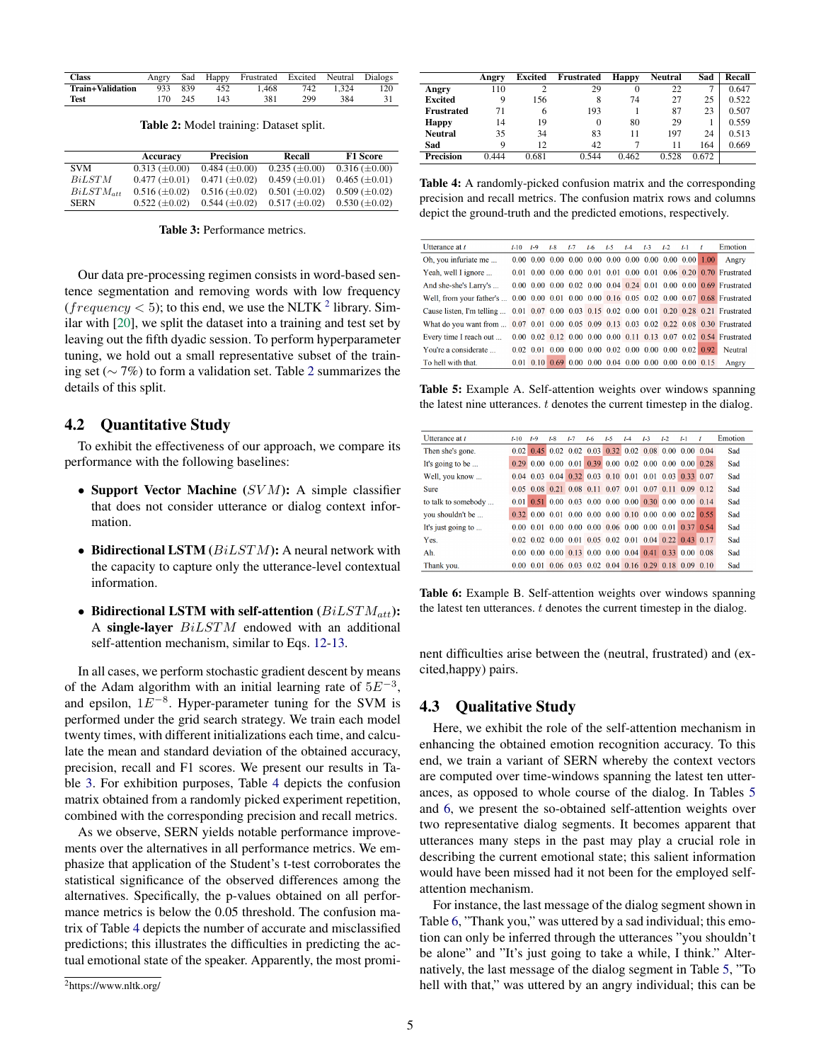| Class | Angry | Sad | Happy | Frustrated | Excited | Neutral | Dialogs |
|---|---|---|---|---|---|---|---|
| Train+Validation | 933 | 839 | 452 | 1,468 | 742 | 1,324 | 120 |
| Test | 170 | 245 | 143 | 381 | 299 | 384 | 31 |

**Table 2:** Model training: Dataset split.

| | Accuracy | Precision | Recall | F1 Score |
|---|---|---|---|---|
| SVM | 0.313 (±0.00) | 0.484 (±0.00) | 0.235 (±0.00) | 0.316 (±0.00) |
| $BiLSTM$ | 0.477 (±0.01) | 0.471 (±0.02) | 0.459 (±0.01) | 0.465 (±0.01) |
| $BiLSTM_{att}$ | 0.516 (±0.02) | 0.516 (±0.02) | 0.501 (±0.02) | 0.509 (±0.02) |
| SERN | 0.522 (±0.02) | 0.544 (±0.02) | 0.517 (±0.02) | 0.530 (±0.02) |

**Table 3:** Performance metrics.

Our data pre-processing regimen consists in word-based sentence segmentation and removing words with low frequency ($frequency < 5$); to this end, we use the NLTK [2] library. Similar with [20], we split the dataset into a training and test set by leaving out the fifth dyadic session. To perform hyperparameter tuning, we hold out a small representative subset of the training set (∼ 7%) to form a validation set. Table 2 summarizes the details of this split.

## 4.2 Quantitative Study

To exhibit the effectiveness of our approach, we compare its performance with the following baselines:

- **Support Vector Machine** ($SVM$)**:** A simple classifier that does not consider utterance or dialog context information.
- **Bidirectional LSTM** ($BiLSTM$)**:** A neural network with the capacity to capture only the utterance-level contextual information.
- **Bidirectional LSTM with self-attention** ($BiLSTM_{att}$)**:** A **single-layer** $BiLSTM$ endowed with an additional self-attention mechanism, similar to Eqs. 12-13.

In all cases, we perform stochastic gradient descent by means of the Adam algorithm with an initial learning rate of $5E^{-3}$, and epsilon, $1E^{-8}$. Hyper-parameter tuning for the SVM is performed under the grid search strategy. We train each model twenty times, with different initializations each time, and calculate the mean and standard deviation of the obtained accuracy, precision, recall and F1 scores. We present our results in Table 3. For exhibition purposes, Table 4 depicts the confusion matrix obtained from a randomly picked experiment repetition, combined with the corresponding precision and recall metrics.

As we observe, SERN yields notable performance improvements over the alternatives in all performance metrics. We emphasize that application of the Student's t-test corroborates the statistical significance of the observed differences among the alternatives. Specifically, the p-values obtained on all performance metrics is below the 0.05 threshold. The confusion matrix of Table 4 depicts the number of accurate and misclassified predictions; this illustrates the difficulties in predicting the actual emotional state of the speaker. Apparently, the most prominent difficulties arise between the (neutral, frustrated) and (excited,happy) pairs.

[2] https://www.nltk.org/

| | Angry | Excited | Frustrated | Happy | Neutral | Sad | Recall |
|---|---|---|---|---|---|---|---|
| **Angry** | 110 | 2 | 29 | 0 | 22 | 7 | 0.647 |
| **Excited** | 9 | 156 | 8 | 74 | 27 | 25 | 0.522 |
| **Frustrated** | 71 | 6 | 193 | 1 | 87 | 23 | 0.507 |
| **Happy** | 14 | 19 | 0 | 80 | 29 | 1 | 0.559 |
| **Neutral** | 35 | 34 | 83 | 11 | 197 | 24 | 0.513 |
| **Sad** | 9 | 12 | 42 | 7 | 11 | 164 | 0.669 |
| **Precision** | 0.444 | 0.681 | 0.544 | 0.462 | 0.528 | 0.672 | |

**Table 4:** A randomly-picked confusion matrix and the corresponding precision and recall metrics. The confusion matrix rows and columns depict the ground-truth and the predicted emotions, respectively.

| Utterance at $t$ | $t$-10 | $t$-9 | $t$-8 | $t$-7 | $t$-6 | $t$-5 | $t$-4 | $t$-3 | $t$-2 | $t$-1 | $t$ | Emotion |
|---|---|---|---|---|---|---|---|---|---|---|---|---|
| Oh, you infuriate me ... | 0.00 | 0.00 | 0.00 | 0.00 | 0.00 | 0.00 | 0.00 | 0.00 | 0.00 | 0.00 | 1.00 | Angry |
| Yeah, well I ignore ... | 0.01 | 0.00 | 0.00 | 0.00 | 0.01 | 0.01 | 0.00 | 0.01 | 0.06 | 0.20 | 0.70 | Frustrated |
| And she-she's Larry's ... | 0.00 | 0.00 | 0.00 | 0.02 | 0.00 | 0.04 | 0.24 | 0.01 | 0.00 | 0.00 | 0.69 | Frustrated |
| Well, from your father's ... | 0.00 | 0.00 | 0.01 | 0.00 | 0.00 | 0.16 | 0.05 | 0.02 | 0.00 | 0.07 | 0.68 | Frustrated |
| Cause listen, I'm telling ... | 0.01 | 0.07 | 0.00 | 0.03 | 0.15 | 0.02 | 0.00 | 0.01 | 0.20 | 0.28 | 0.21 | Frustrated |
| What do you want from ... | 0.07 | 0.01 | 0.00 | 0.05 | 0.09 | 0.13 | 0.03 | 0.02 | 0.22 | 0.08 | 0.30 | Frustrated |
| Every time I reach out ... | 0.00 | 0.02 | 0.12 | 0.00 | 0.00 | 0.00 | 0.11 | 0.13 | 0.07 | 0.02 | 0.54 | Frustrated |
| You're a considerate ... | 0.02 | 0.01 | 0.00 | 0.00 | 0.00 | 0.02 | 0.00 | 0.00 | 0.00 | 0.02 | 0.92 | Neutral |
| To hell with that. | 0.01 | 0.10 | 0.69 | 0.00 | 0.00 | 0.04 | 0.00 | 0.00 | 0.00 | 0.00 | 0.15 | Angry |

**Table 5:** Example A. Self-attention weights over windows spanning the latest nine utterances. $t$ denotes the current timestep in the dialog.

| Utterance at $t$ | $t$-10 | $t$-9 | $t$-8 | $t$-7 | $t$-6 | $t$-5 | $t$-4 | $t$-3 | $t$-2 | $t$-1 | $t$ | Emotion |
|---|---|---|---|---|---|---|---|---|---|---|---|---|
| Then she's gone. | 0.02 | 0.45 | 0.02 | 0.02 | 0.03 | 0.32 | 0.02 | 0.08 | 0.00 | 0.00 | 0.04 | Sad |
| It's going to be ... | 0.29 | 0.00 | 0.00 | 0.01 | 0.39 | 0.00 | 0.02 | 0.00 | 0.00 | 0.00 | 0.28 | Sad |
| Well, you know ... | 0.04 | 0.03 | 0.04 | 0.32 | 0.03 | 0.10 | 0.01 | 0.01 | 0.03 | 0.33 | 0.07 | Sad |
| Sure | 0.05 | 0.08 | 0.21 | 0.08 | 0.11 | 0.07 | 0.01 | 0.07 | 0.11 | 0.09 | 0.12 | Sad |
| to talk to somebody ... | 0.01 | 0.51 | 0.00 | 0.03 | 0.00 | 0.00 | 0.00 | 0.30 | 0.00 | 0.00 | 0.14 | Sad |
| you shouldn't be ... | 0.32 | 0.00 | 0.01 | 0.00 | 0.00 | 0.00 | 0.10 | 0.00 | 0.00 | 0.02 | 0.55 | Sad |
| It's just going to ... | 0.00 | 0.01 | 0.00 | 0.00 | 0.00 | 0.06 | 0.00 | 0.00 | 0.01 | 0.37 | 0.54 | Sad |
| Yes. | 0.02 | 0.02 | 0.00 | 0.01 | 0.05 | 0.02 | 0.01 | 0.04 | 0.22 | 0.43 | 0.17 | Sad |
| Ah. | 0.00 | 0.00 | 0.00 | 0.13 | 0.00 | 0.00 | 0.04 | 0.41 | 0.33 | 0.00 | 0.08 | Sad |
| Thank you. | 0.00 | 0.01 | 0.06 | 0.03 | 0.02 | 0.04 | 0.16 | 0.29 | 0.18 | 0.09 | 0.10 | Sad |

**Table 6:** Example B. Self-attention weights over windows spanning the latest ten utterances. $t$ denotes the current timestep in the dialog.

## 4.3 Qualitative Study

Here, we exhibit the role of the self-attention mechanism in enhancing the obtained emotion recognition accuracy. To this end, we train a variant of SERN whereby the context vectors are computed over time-windows spanning the latest ten utterances, as opposed to whole course of the dialog. In Tables 5 and 6, we present the so-obtained self-attention weights over two representative dialog segments. It becomes apparent that utterances many steps in the past may play a crucial role in describing the current emotional state; this salient information would have been missed had it not been for the employed self-attention mechanism.

For instance, the last message of the dialog segment shown in Table 6, "Thank you," was uttered by a sad individual; this emotion can only be inferred through the utterances "you shouldn't be alone" and "It's just going to take a while, I think." Alternatively, the last message of the dialog segment in Table 5, "To hell with that," was uttered by an angry individual; this can be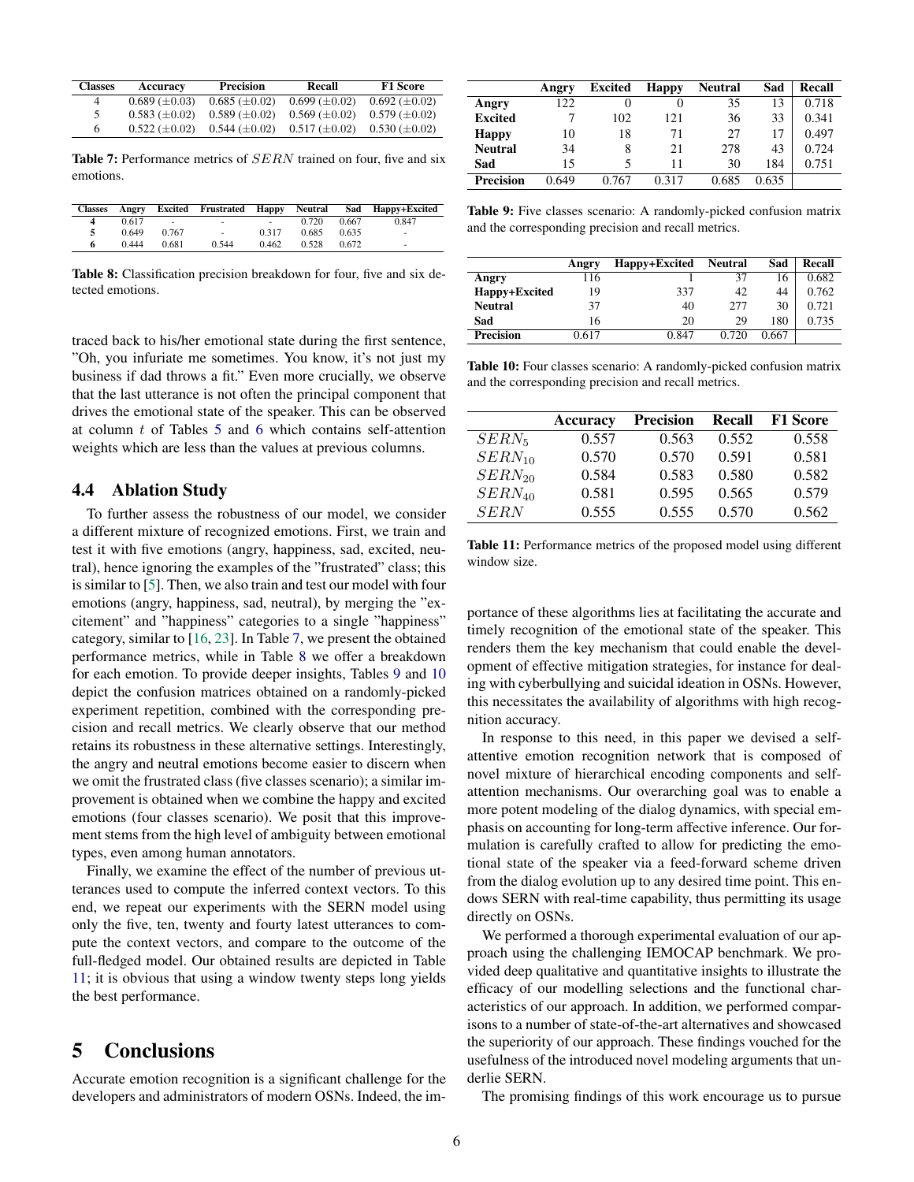| Classes | Accuracy | Precision | Recall | F1 Score |
|---|---|---|---|---|
| 4 | 0.689 ($\pm$0.03) | 0.685 ($\pm$0.02) | 0.699 ($\pm$0.02) | 0.692 ($\pm$0.02) |
| 5 | 0.583 ($\pm$0.02) | 0.589 ($\pm$0.02) | 0.569 ($\pm$0.02) | 0.579 ($\pm$0.02) |
| 6 | 0.522 ($\pm$0.02) | 0.544 ($\pm$0.02) | 0.517 ($\pm$0.02) | 0.530 ($\pm$0.02) |

**Table 7:** Performance metrics of $SERN$ trained on four, five and six emotions.

| Classes | Angry | Excited | Frustrated | Happy | Neutral | Sad | Happy+Excited |
|---|---|---|---|---|---|---|---|
| **4** | 0.617 | - | - | - | 0.720 | 0.667 | 0.847 |
| **5** | 0.649 | 0.767 | - | 0.317 | 0.685 | 0.635 | - |
| **6** | 0.444 | 0.681 | 0.544 | 0.462 | 0.528 | 0.672 | - |

**Table 8:** Classification precision breakdown for four, five and six detected emotions.

traced back to his/her emotional state during the first sentence, "Oh, you infuriate me sometimes. You know, it's not just my business if dad throws a fit." Even more crucially, we observe that the last utterance is not often the principal component that drives the emotional state of the speaker. This can be observed at column $t$ of Tables 5 and 6 which contains self-attention weights which are less than the values at previous columns.

## 4.4 Ablation Study

To further assess the robustness of our model, we consider a different mixture of recognized emotions. First, we train and test it with five emotions (angry, happiness, sad, excited, neutral), hence ignoring the examples of the "frustrated" class; this is similar to [5]. Then, we also train and test our model with four emotions (angry, happiness, sad, neutral), by merging the "excitement" and "happiness" categories to a single "happiness" category, similar to [16, 23]. In Table 7, we present the obtained performance metrics, while in Table 8 we offer a breakdown for each emotion. To provide deeper insights, Tables 9 and 10 depict the confusion matrices obtained on a randomly-picked experiment repetition, combined with the corresponding precision and recall metrics. We clearly observe that our method retains its robustness in these alternative settings. Interestingly, the angry and neutral emotions become easier to discern when we omit the frustrated class (five classes scenario); a similar improvement is obtained when we combine the happy and excited emotions (four classes scenario). We posit that this improvement stems from the high level of ambiguity between emotional types, even among human annotators.

Finally, we examine the effect of the number of previous utterances used to compute the inferred context vectors. To this end, we repeat our experiments with the SERN model using only the five, ten, twenty and fourty latest utterances to compute the context vectors, and compare to the outcome of the full-fledged model. Our obtained results are depicted in Table 11; it is obvious that using a window twenty steps long yields the best performance.

|  | Angry | Excited | Happy | Neutral | Sad | Recall |
|---|---|---|---|---|---|---|
| **Angry** | 122 | 0 | 0 | 35 | 13 | 0.718 |
| **Excited** | 7 | 102 | 121 | 36 | 33 | 0.341 |
| **Happy** | 10 | 18 | 71 | 27 | 17 | 0.497 |
| **Neutral** | 34 | 8 | 21 | 278 | 43 | 0.724 |
| **Sad** | 15 | 5 | 11 | 30 | 184 | 0.751 |
| **Precision** | 0.649 | 0.767 | 0.317 | 0.685 | 0.635 | |

**Table 9:** Five classes scenario: A randomly-picked confusion matrix and the corresponding precision and recall metrics.

|  | Angry | Happy+Excited | Neutral | Sad | Recall |
|---|---|---|---|---|---|
| **Angry** | 116 | 1 | 37 | 16 | 0.682 |
| **Happy+Excited** | 19 | 337 | 42 | 44 | 0.762 |
| **Neutral** | 37 | 40 | 277 | 30 | 0.721 |
| **Sad** | 16 | 20 | 29 | 180 | 0.735 |
| **Precision** | 0.617 | 0.847 | 0.720 | 0.667 | |

**Table 10:** Four classes scenario: A randomly-picked confusion matrix and the corresponding precision and recall metrics.

|  | Accuracy | Precision | Recall | F1 Score |
|---|---|---|---|---|
| $SERN_5$ | 0.557 | 0.563 | 0.552 | 0.558 |
| $SERN_{10}$ | 0.570 | 0.570 | 0.591 | 0.581 |
| $SERN_{20}$ | 0.584 | 0.583 | 0.580 | 0.582 |
| $SERN_{40}$ | 0.581 | 0.595 | 0.565 | 0.579 |
| $SERN$ | 0.555 | 0.555 | 0.570 | 0.562 |

**Table 11:** Performance metrics of the proposed model using different window size.

# 5 Conclusions

Accurate emotion recognition is a significant challenge for the developers and administrators of modern OSNs. Indeed, the importance of these algorithms lies at facilitating the accurate and timely recognition of the emotional state of the speaker. This renders them the key mechanism that could enable the development of effective mitigation strategies, for instance for dealing with cyberbullying and suicidal ideation in OSNs. However, this necessitates the availability of algorithms with high recognition accuracy.

In response to this need, in this paper we devised a self-attentive emotion recognition network that is composed of novel mixture of hierarchical encoding components and self-attention mechanisms. Our overarching goal was to enable a more potent modeling of the dialog dynamics, with special emphasis on accounting for long-term affective inference. Our formulation is carefully crafted to allow for predicting the emotional state of the speaker via a feed-forward scheme driven from the dialog evolution up to any desired time point. This endows SERN with real-time capability, thus permitting its usage directly on OSNs.

We performed a thorough experimental evaluation of our approach using the challenging IEMOCAP benchmark. We provided deep qualitative and quantitative insights to illustrate the efficacy of our modelling selections and the functional characteristics of our approach. In addition, we performed comparisons to a number of state-of-the-art alternatives and showcased the superiority of our approach. These findings vouched for the usefulness of the introduced novel modeling arguments that underlie SERN.

The promising findings of this work encourage us to pursue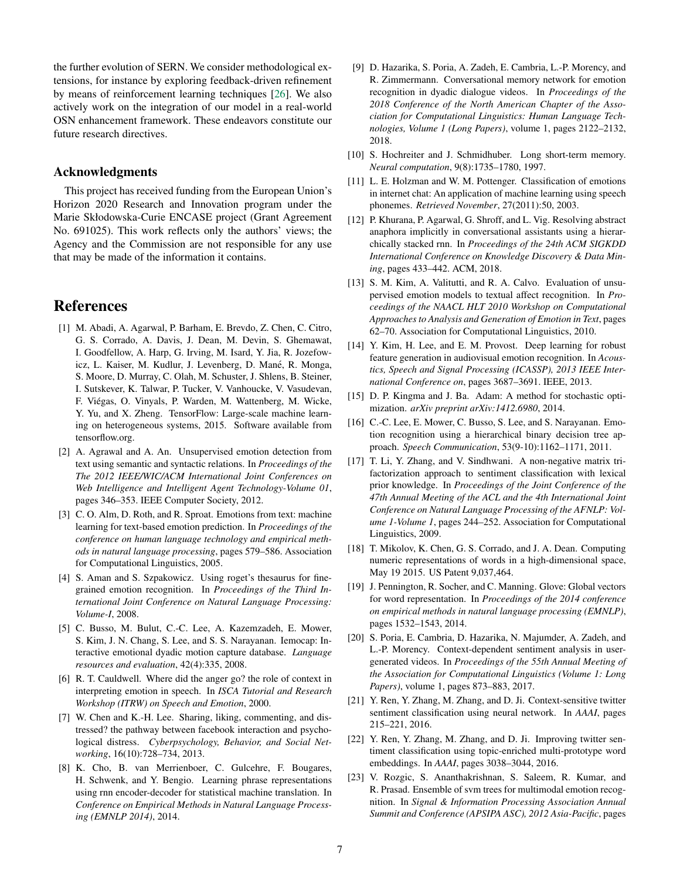the further evolution of SERN. We consider methodological extensions, for instance by exploring feedback-driven refinement by means of reinforcement learning techniques [26]. We also actively work on the integration of our model in a real-world OSN enhancement framework. These endeavors constitute our future research directives.

## Acknowledgments

This project has received funding from the European Union's Horizon 2020 Research and Innovation program under the Marie Skłodowska-Curie ENCASE project (Grant Agreement No. 691025). This work reflects only the authors' views; the Agency and the Commission are not responsible for any use that may be made of the information it contains.

# References

[1] M. Abadi, A. Agarwal, P. Barham, E. Brevdo, Z. Chen, C. Citro, G. S. Corrado, A. Davis, J. Dean, M. Devin, S. Ghemawat, I. Goodfellow, A. Harp, G. Irving, M. Isard, Y. Jia, R. Jozefowicz, L. Kaiser, M. Kudlur, J. Levenberg, D. Mané, R. Monga, S. Moore, D. Murray, C. Olah, M. Schuster, J. Shlens, B. Steiner, I. Sutskever, K. Talwar, P. Tucker, V. Vanhoucke, V. Vasudevan, F. Viégas, O. Vinyals, P. Warden, M. Wattenberg, M. Wicke, Y. Yu, and X. Zheng. TensorFlow: Large-scale machine learning on heterogeneous systems, 2015. Software available from tensorflow.org.

[2] A. Agrawal and A. An. Unsupervised emotion detection from text using semantic and syntactic relations. In *Proceedings of the The 2012 IEEE/WIC/ACM International Joint Conferences on Web Intelligence and Intelligent Agent Technology-Volume 01*, pages 346–353. IEEE Computer Society, 2012.

[3] C. O. Alm, D. Roth, and R. Sproat. Emotions from text: machine learning for text-based emotion prediction. In *Proceedings of the conference on human language technology and empirical methods in natural language processing*, pages 579–586. Association for Computational Linguistics, 2005.

[4] S. Aman and S. Szpakowicz. Using roget's thesaurus for fine-grained emotion recognition. In *Proceedings of the Third International Joint Conference on Natural Language Processing: Volume-I*, 2008.

[5] C. Busso, M. Bulut, C.-C. Lee, A. Kazemzadeh, E. Mower, S. Kim, J. N. Chang, S. Lee, and S. S. Narayanan. Iemocap: Interactive emotional dyadic motion capture database. *Language resources and evaluation*, 42(4):335, 2008.

[6] R. T. Cauldwell. Where did the anger go? the role of context in interpreting emotion in speech. In *ISCA Tutorial and Research Workshop (ITRW) on Speech and Emotion*, 2000.

[7] W. Chen and K.-H. Lee. Sharing, liking, commenting, and distressed? the pathway between facebook interaction and psychological distress. *Cyberpsychology, Behavior, and Social Networking*, 16(10):728–734, 2013.

[8] K. Cho, B. van Merrienboer, C. Gulcehre, F. Bougares, H. Schwenk, and Y. Bengio. Learning phrase representations using rnn encoder-decoder for statistical machine translation. In *Conference on Empirical Methods in Natural Language Processing (EMNLP 2014)*, 2014.

[9] D. Hazarika, S. Poria, A. Zadeh, E. Cambria, L.-P. Morency, and R. Zimmermann. Conversational memory network for emotion recognition in dyadic dialogue videos. In *Proceedings of the 2018 Conference of the North American Chapter of the Association for Computational Linguistics: Human Language Technologies, Volume 1 (Long Papers)*, volume 1, pages 2122–2132, 2018.

[10] S. Hochreiter and J. Schmidhuber. Long short-term memory. *Neural computation*, 9(8):1735–1780, 1997.

[11] L. E. Holzman and W. M. Pottenger. Classification of emotions in internet chat: An application of machine learning using speech phonemes. *Retrieved November*, 27(2011):50, 2003.

[12] P. Khurana, P. Agarwal, G. Shroff, and L. Vig. Resolving abstract anaphora implicitly in conversational assistants using a hierarchically stacked rnn. In *Proceedings of the 24th ACM SIGKDD International Conference on Knowledge Discovery & Data Mining*, pages 433–442. ACM, 2018.

[13] S. M. Kim, A. Valitutti, and R. A. Calvo. Evaluation of unsupervised emotion models to textual affect recognition. In *Proceedings of the NAACL HLT 2010 Workshop on Computational Approaches to Analysis and Generation of Emotion in Text*, pages 62–70. Association for Computational Linguistics, 2010.

[14] Y. Kim, H. Lee, and E. M. Provost. Deep learning for robust feature generation in audiovisual emotion recognition. In *Acoustics, Speech and Signal Processing (ICASSP), 2013 IEEE International Conference on*, pages 3687–3691. IEEE, 2013.

[15] D. P. Kingma and J. Ba. Adam: A method for stochastic optimization. *arXiv preprint arXiv:1412.6980*, 2014.

[16] C.-C. Lee, E. Mower, C. Busso, S. Lee, and S. Narayanan. Emotion recognition using a hierarchical binary decision tree approach. *Speech Communication*, 53(9-10):1162–1171, 2011.

[17] T. Li, Y. Zhang, and V. Sindhwani. A non-negative matrix tri-factorization approach to sentiment classification with lexical prior knowledge. In *Proceedings of the Joint Conference of the 47th Annual Meeting of the ACL and the 4th International Joint Conference on Natural Language Processing of the AFNLP: Volume 1-Volume 1*, pages 244–252. Association for Computational Linguistics, 2009.

[18] T. Mikolov, K. Chen, G. S. Corrado, and J. A. Dean. Computing numeric representations of words in a high-dimensional space, May 19 2015. US Patent 9,037,464.

[19] J. Pennington, R. Socher, and C. Manning. Glove: Global vectors for word representation. In *Proceedings of the 2014 conference on empirical methods in natural language processing (EMNLP)*, pages 1532–1543, 2014.

[20] S. Poria, E. Cambria, D. Hazarika, N. Majumder, A. Zadeh, and L.-P. Morency. Context-dependent sentiment analysis in user-generated videos. In *Proceedings of the 55th Annual Meeting of the Association for Computational Linguistics (Volume 1: Long Papers)*, volume 1, pages 873–883, 2017.

[21] Y. Ren, Y. Zhang, M. Zhang, and D. Ji. Context-sensitive twitter sentiment classification using neural network. In *AAAI*, pages 215–221, 2016.

[22] Y. Ren, Y. Zhang, M. Zhang, and D. Ji. Improving twitter sentiment classification using topic-enriched multi-prototype word embeddings. In *AAAI*, pages 3038–3044, 2016.

[23] V. Rozgic, S. Ananthakrishnan, S. Saleem, R. Kumar, and R. Prasad. Ensemble of svm trees for multimodal emotion recognition. In *Signal & Information Processing Association Annual Summit and Conference (APSIPA ASC), 2012 Asia-Pacific*, pages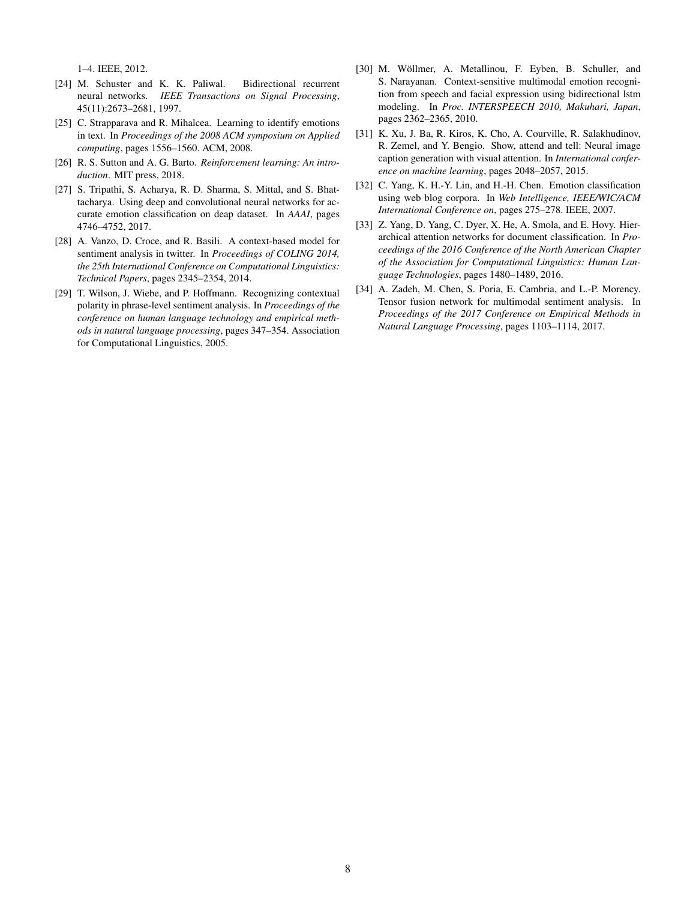1–4. IEEE, 2012.

[24] M. Schuster and K. K. Paliwal. Bidirectional recurrent neural networks. *IEEE Transactions on Signal Processing*, 45(11):2673–2681, 1997.

[25] C. Strapparava and R. Mihalcea. Learning to identify emotions in text. In *Proceedings of the 2008 ACM symposium on Applied computing*, pages 1556–1560. ACM, 2008.

[26] R. S. Sutton and A. G. Barto. *Reinforcement learning: An introduction*. MIT press, 2018.

[27] S. Tripathi, S. Acharya, R. D. Sharma, S. Mittal, and S. Bhattacharya. Using deep and convolutional neural networks for accurate emotion classification on deap dataset. In *AAAI*, pages 4746–4752, 2017.

[28] A. Vanzo, D. Croce, and R. Basili. A context-based model for sentiment analysis in twitter. In *Proceedings of COLING 2014, the 25th International Conference on Computational Linguistics: Technical Papers*, pages 2345–2354, 2014.

[29] T. Wilson, J. Wiebe, and P. Hoffmann. Recognizing contextual polarity in phrase-level sentiment analysis. In *Proceedings of the conference on human language technology and empirical methods in natural language processing*, pages 347–354. Association for Computational Linguistics, 2005.

[30] M. Wöllmer, A. Metallinou, F. Eyben, B. Schuller, and S. Narayanan. Context-sensitive multimodal emotion recognition from speech and facial expression using bidirectional lstm modeling. In *Proc. INTERSPEECH 2010, Makuhari, Japan*, pages 2362–2365, 2010.

[31] K. Xu, J. Ba, R. Kiros, K. Cho, A. Courville, R. Salakhudinov, R. Zemel, and Y. Bengio. Show, attend and tell: Neural image caption generation with visual attention. In *International conference on machine learning*, pages 2048–2057, 2015.

[32] C. Yang, K. H.-Y. Lin, and H.-H. Chen. Emotion classification using web blog corpora. In *Web Intelligence, IEEE/WIC/ACM International Conference on*, pages 275–278. IEEE, 2007.

[33] Z. Yang, D. Yang, C. Dyer, X. He, A. Smola, and E. Hovy. Hierarchical attention networks for document classification. In *Proceedings of the 2016 Conference of the North American Chapter of the Association for Computational Linguistics: Human Language Technologies*, pages 1480–1489, 2016.

[34] A. Zadeh, M. Chen, S. Poria, E. Cambria, and L.-P. Morency. Tensor fusion network for multimodal sentiment analysis. In *Proceedings of the 2017 Conference on Empirical Methods in Natural Language Processing*, pages 1103–1114, 2017.